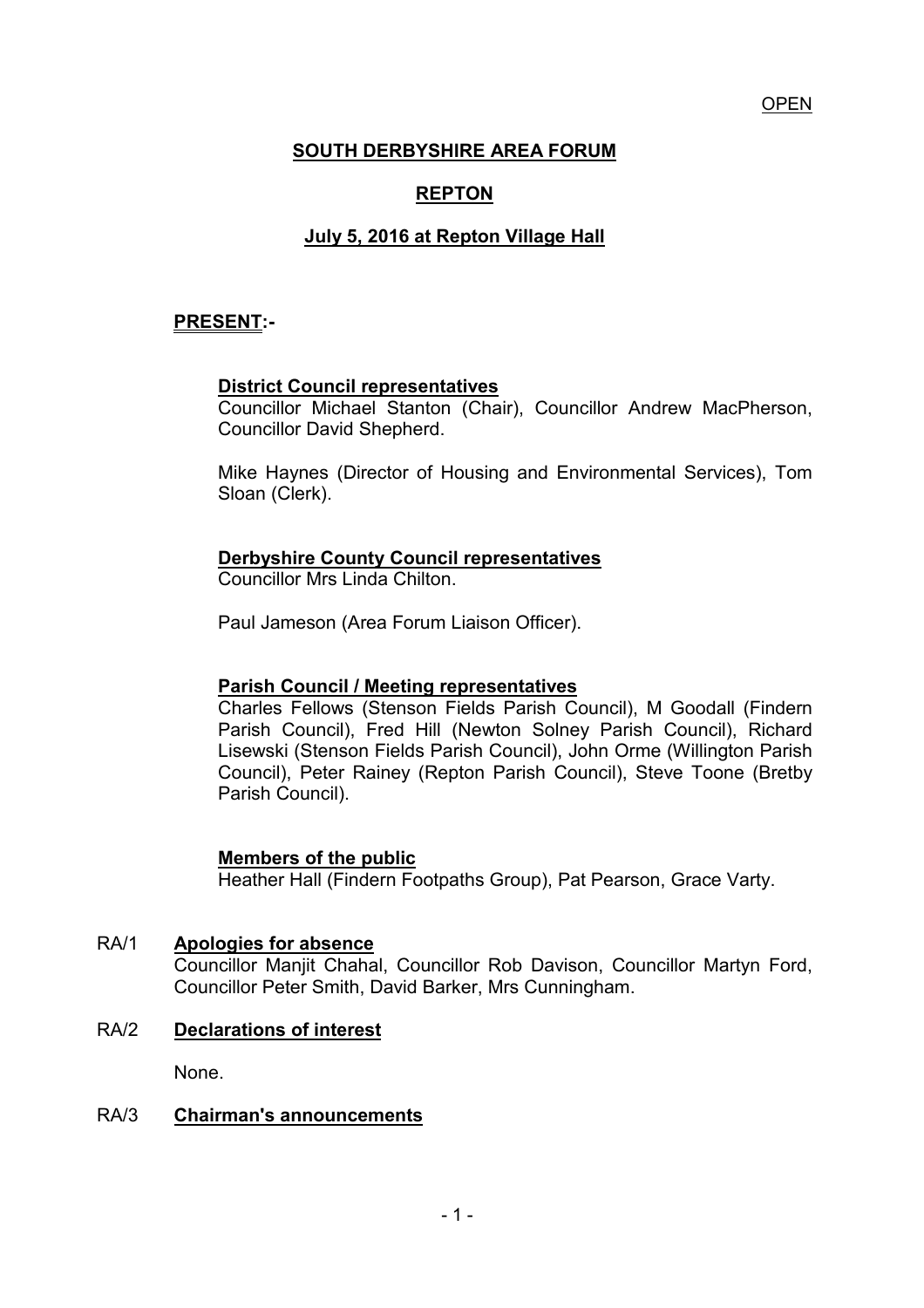OPEN

# SOUTH DERBYSHIRE AREA FORUM

## REPTON

## July 5, 2016 at Repton Village Hall

**PRESENT:-**

**District Council representatives**
Councillor Michael Stanton (Chair), Councillor Andrew MacPherson, Councillor David Shepherd.

Mike Haynes (Director of Housing and Environmental Services), Tom Sloan (Clerk).

**Derbyshire County Council representatives**
Councillor Mrs Linda Chilton.

Paul Jameson (Area Forum Liaison Officer).

**Parish Council / Meeting representatives**
Charles Fellows (Stenson Fields Parish Council), M Goodall (Findern Parish Council), Fred Hill (Newton Solney Parish Council), Richard Lisewski (Stenson Fields Parish Council), John Orme (Willington Parish Council), Peter Rainey (Repton Parish Council), Steve Toone (Bretby Parish Council).

**Members of the public**
Heather Hall (Findern Footpaths Group), Pat Pearson, Grace Varty.

RA/1 **Apologies for absence**
Councillor Manjit Chahal, Councillor Rob Davison, Councillor Martyn Ford, Councillor Peter Smith, David Barker, Mrs Cunningham.

RA/2 **Declarations of interest**

None.

RA/3 **Chairman's announcements**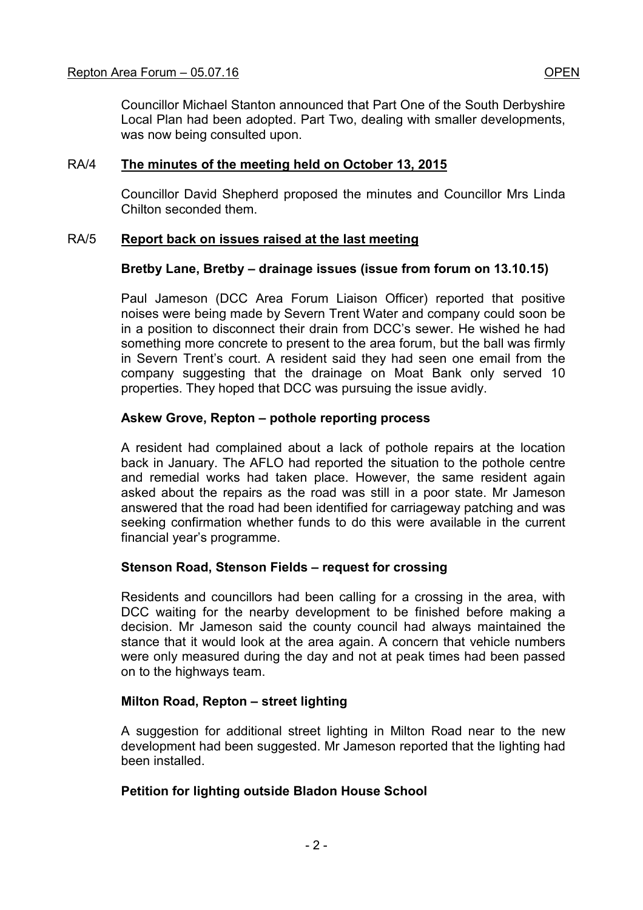Councillor Michael Stanton announced that Part One of the South Derbyshire Local Plan had been adopted. Part Two, dealing with smaller developments, was now being consulted upon.

## RA/4 **The minutes of the meeting held on October 13, 2015**

Councillor David Shepherd proposed the minutes and Councillor Mrs Linda Chilton seconded them.

## RA/5 **Report back on issues raised at the last meeting**

**Bretby Lane, Bretby – drainage issues (issue from forum on 13.10.15)**

Paul Jameson (DCC Area Forum Liaison Officer) reported that positive noises were being made by Severn Trent Water and company could soon be in a position to disconnect their drain from DCC's sewer. He wished he had something more concrete to present to the area forum, but the ball was firmly in Severn Trent's court. A resident said they had seen one email from the company suggesting that the drainage on Moat Bank only served 10 properties. They hoped that DCC was pursuing the issue avidly.

**Askew Grove, Repton – pothole reporting process**

A resident had complained about a lack of pothole repairs at the location back in January. The AFLO had reported the situation to the pothole centre and remedial works had taken place. However, the same resident again asked about the repairs as the road was still in a poor state. Mr Jameson answered that the road had been identified for carriageway patching and was seeking confirmation whether funds to do this were available in the current financial year's programme.

**Stenson Road, Stenson Fields – request for crossing**

Residents and councillors had been calling for a crossing in the area, with DCC waiting for the nearby development to be finished before making a decision. Mr Jameson said the county council had always maintained the stance that it would look at the area again. A concern that vehicle numbers were only measured during the day and not at peak times had been passed on to the highways team.

**Milton Road, Repton – street lighting**

A suggestion for additional street lighting in Milton Road near to the new development had been suggested. Mr Jameson reported that the lighting had been installed.

**Petition for lighting outside Bladon House School**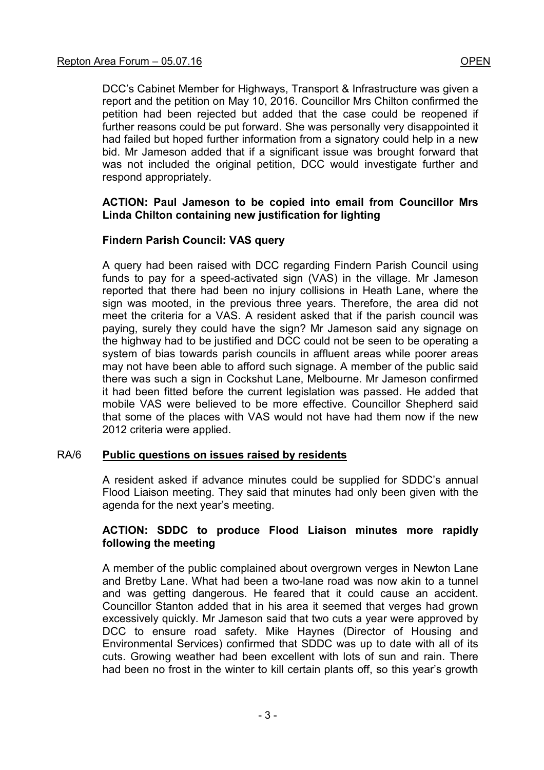DCC's Cabinet Member for Highways, Transport & Infrastructure was given a report and the petition on May 10, 2016. Councillor Mrs Chilton confirmed the petition had been rejected but added that the case could be reopened if further reasons could be put forward. She was personally very disappointed it had failed but hoped further information from a signatory could help in a new bid. Mr Jameson added that if a significant issue was brought forward that was not included the original petition, DCC would investigate further and respond appropriately.

**ACTION: Paul Jameson to be copied into email from Councillor Mrs Linda Chilton containing new justification for lighting**

**Findern Parish Council: VAS query**

A query had been raised with DCC regarding Findern Parish Council using funds to pay for a speed-activated sign (VAS) in the village. Mr Jameson reported that there had been no injury collisions in Heath Lane, where the sign was mooted, in the previous three years. Therefore, the area did not meet the criteria for a VAS. A resident asked that if the parish council was paying, surely they could have the sign? Mr Jameson said any signage on the highway had to be justified and DCC could not be seen to be operating a system of bias towards parish councils in affluent areas while poorer areas may not have been able to afford such signage. A member of the public said there was such a sign in Cockshut Lane, Melbourne. Mr Jameson confirmed it had been fitted before the current legislation was passed. He added that mobile VAS were believed to be more effective. Councillor Shepherd said that some of the places with VAS would not have had them now if the new 2012 criteria were applied.

## RA/6 Public questions on issues raised by residents

A resident asked if advance minutes could be supplied for SDDC's annual Flood Liaison meeting. They said that minutes had only been given with the agenda for the next year's meeting.

**ACTION: SDDC to produce Flood Liaison minutes more rapidly following the meeting**

A member of the public complained about overgrown verges in Newton Lane and Bretby Lane. What had been a two-lane road was now akin to a tunnel and was getting dangerous. He feared that it could cause an accident. Councillor Stanton added that in his area it seemed that verges had grown excessively quickly. Mr Jameson said that two cuts a year were approved by DCC to ensure road safety. Mike Haynes (Director of Housing and Environmental Services) confirmed that SDDC was up to date with all of its cuts. Growing weather had been excellent with lots of sun and rain. There had been no frost in the winter to kill certain plants off, so this year's growth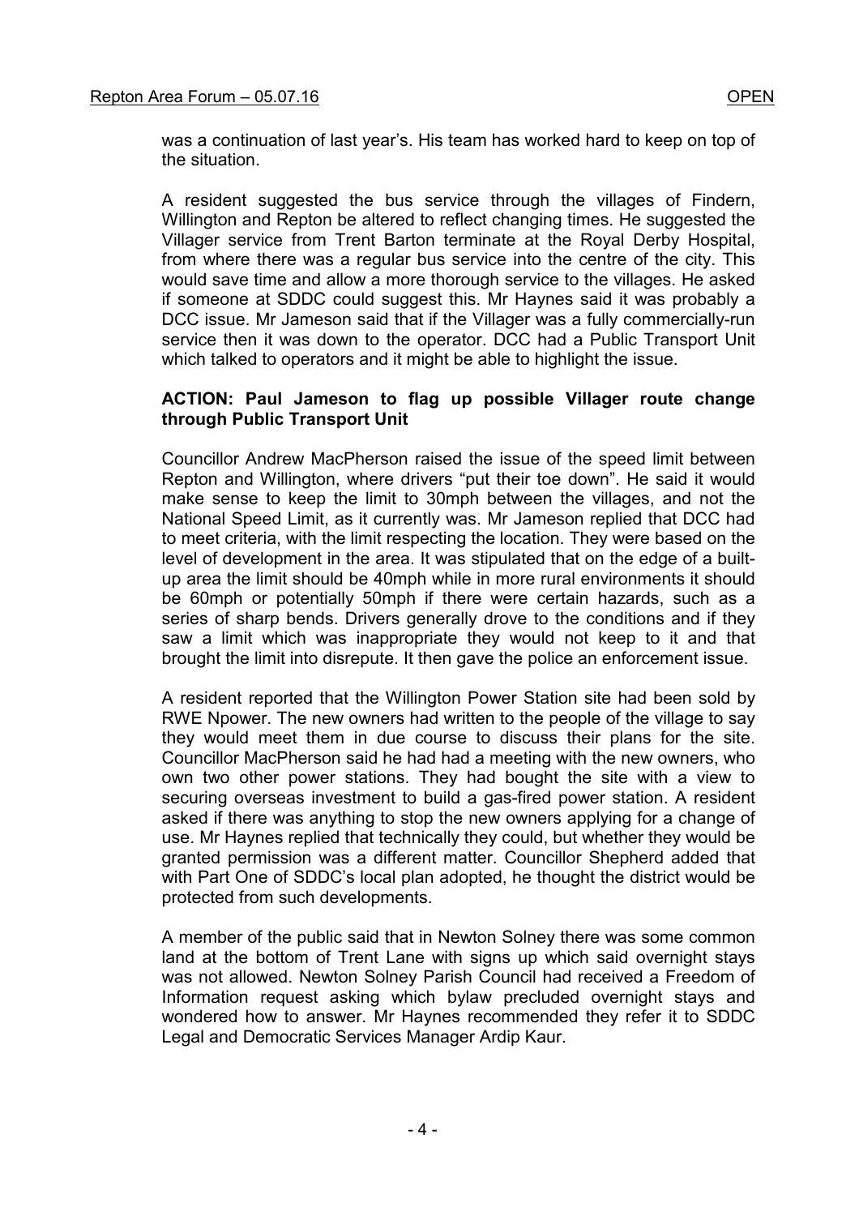was a continuation of last year's. His team has worked hard to keep on top of the situation.

A resident suggested the bus service through the villages of Findern, Willington and Repton be altered to reflect changing times. He suggested the Villager service from Trent Barton terminate at the Royal Derby Hospital, from where there was a regular bus service into the centre of the city. This would save time and allow a more thorough service to the villages. He asked if someone at SDDC could suggest this. Mr Haynes said it was probably a DCC issue. Mr Jameson said that if the Villager was a fully commercially-run service then it was down to the operator. DCC had a Public Transport Unit which talked to operators and it might be able to highlight the issue.

**ACTION: Paul Jameson to flag up possible Villager route change through Public Transport Unit**

Councillor Andrew MacPherson raised the issue of the speed limit between Repton and Willington, where drivers "put their toe down". He said it would make sense to keep the limit to 30mph between the villages, and not the National Speed Limit, as it currently was. Mr Jameson replied that DCC had to meet criteria, with the limit respecting the location. They were based on the level of development in the area. It was stipulated that on the edge of a built-up area the limit should be 40mph while in more rural environments it should be 60mph or potentially 50mph if there were certain hazards, such as a series of sharp bends. Drivers generally drove to the conditions and if they saw a limit which was inappropriate they would not keep to it and that brought the limit into disrepute. It then gave the police an enforcement issue.

A resident reported that the Willington Power Station site had been sold by RWE Npower. The new owners had written to the people of the village to say they would meet them in due course to discuss their plans for the site. Councillor MacPherson said he had had a meeting with the new owners, who own two other power stations. They had bought the site with a view to securing overseas investment to build a gas-fired power station. A resident asked if there was anything to stop the new owners applying for a change of use. Mr Haynes replied that technically they could, but whether they would be granted permission was a different matter. Councillor Shepherd added that with Part One of SDDC's local plan adopted, he thought the district would be protected from such developments.

A member of the public said that in Newton Solney there was some common land at the bottom of Trent Lane with signs up which said overnight stays was not allowed. Newton Solney Parish Council had received a Freedom of Information request asking which bylaw precluded overnight stays and wondered how to answer. Mr Haynes recommended they refer it to SDDC Legal and Democratic Services Manager Ardip Kaur.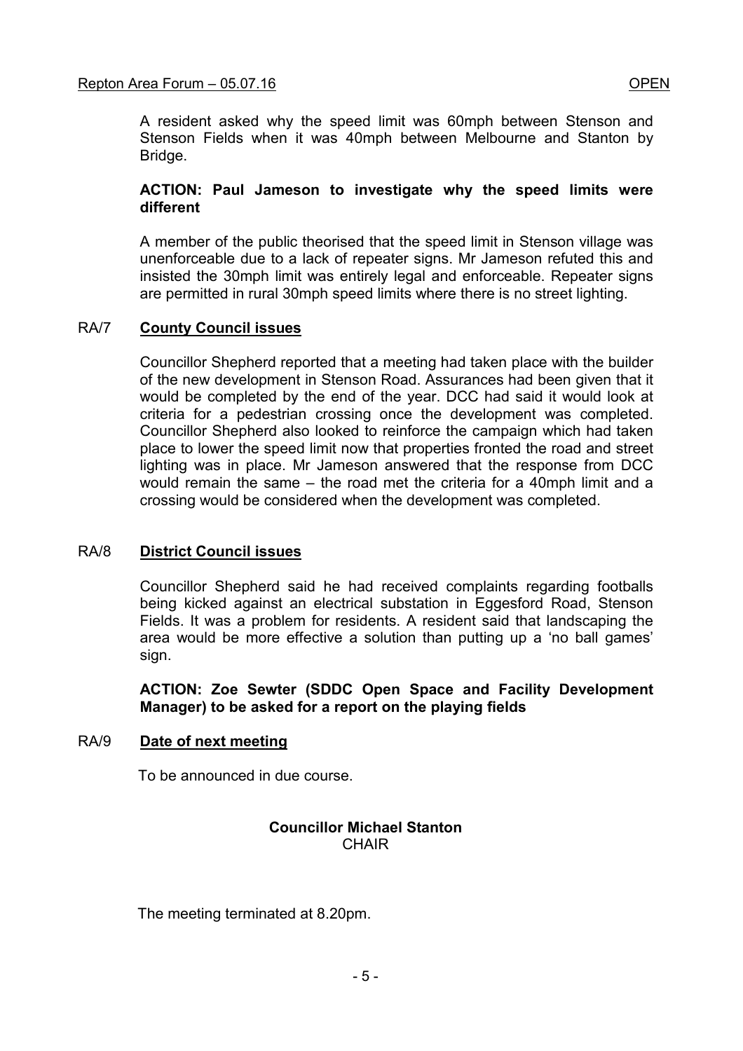A resident asked why the speed limit was 60mph between Stenson and Stenson Fields when it was 40mph between Melbourne and Stanton by Bridge.

**ACTION: Paul Jameson to investigate why the speed limits were different**

A member of the public theorised that the speed limit in Stenson village was unenforceable due to a lack of repeater signs. Mr Jameson refuted this and insisted the 30mph limit was entirely legal and enforceable. Repeater signs are permitted in rural 30mph speed limits where there is no street lighting.

## RA/7 County Council issues

Councillor Shepherd reported that a meeting had taken place with the builder of the new development in Stenson Road. Assurances had been given that it would be completed by the end of the year. DCC had said it would look at criteria for a pedestrian crossing once the development was completed. Councillor Shepherd also looked to reinforce the campaign which had taken place to lower the speed limit now that properties fronted the road and street lighting was in place. Mr Jameson answered that the response from DCC would remain the same – the road met the criteria for a 40mph limit and a crossing would be considered when the development was completed.

## RA/8 District Council issues

Councillor Shepherd said he had received complaints regarding footballs being kicked against an electrical substation in Eggesford Road, Stenson Fields. It was a problem for residents. A resident said that landscaping the area would be more effective a solution than putting up a 'no ball games' sign.

**ACTION: Zoe Sewter (SDDC Open Space and Facility Development Manager) to be asked for a report on the playing fields**

## RA/9 Date of next meeting

To be announced in due course.

**Councillor Michael Stanton**
CHAIR

The meeting terminated at 8.20pm.